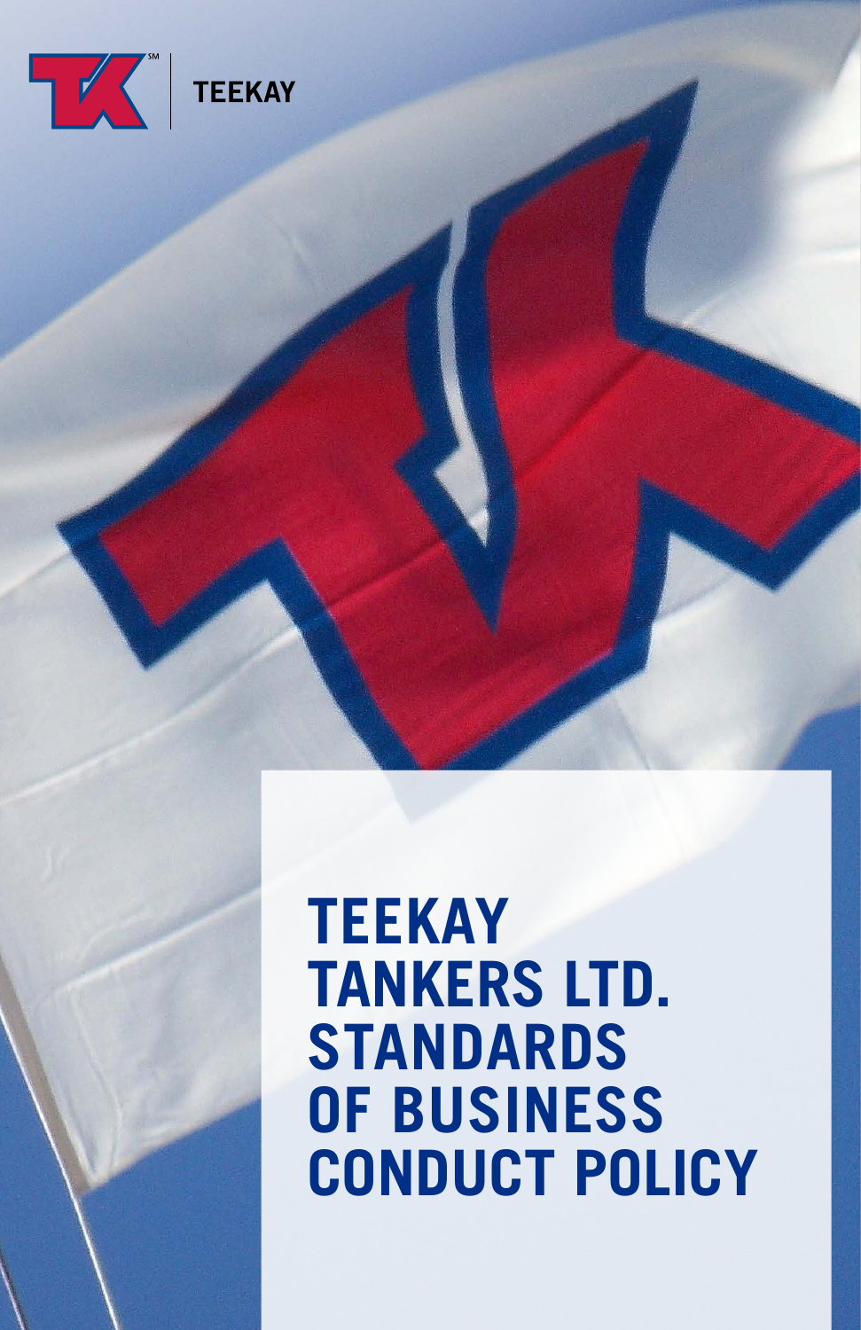TEEKAY

# TEEKAY TANKERS LTD. STANDARDS OF BUSINESS CONDUCT POLICY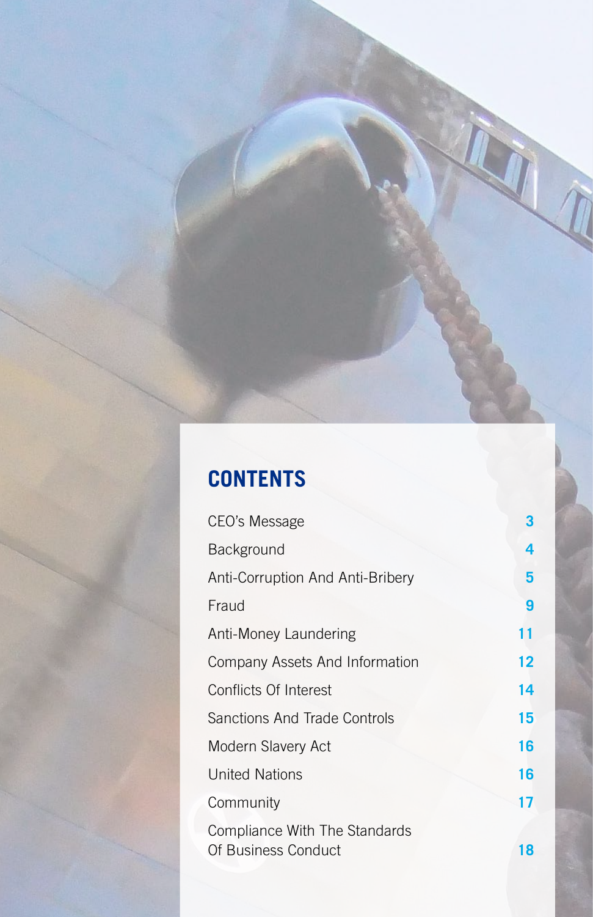## CONTENTS

| | |
|---|---|
| CEO's Message | 3 |
| Background | 4 |
| Anti-Corruption And Anti-Bribery | 5 |
| Fraud | 9 |
| Anti-Money Laundering | 11 |
| Company Assets And Information | 12 |
| Conflicts Of Interest | 14 |
| Sanctions And Trade Controls | 15 |
| Modern Slavery Act | 16 |
| United Nations | 16 |
| Community | 17 |
| Compliance With The Standards Of Business Conduct | 18 |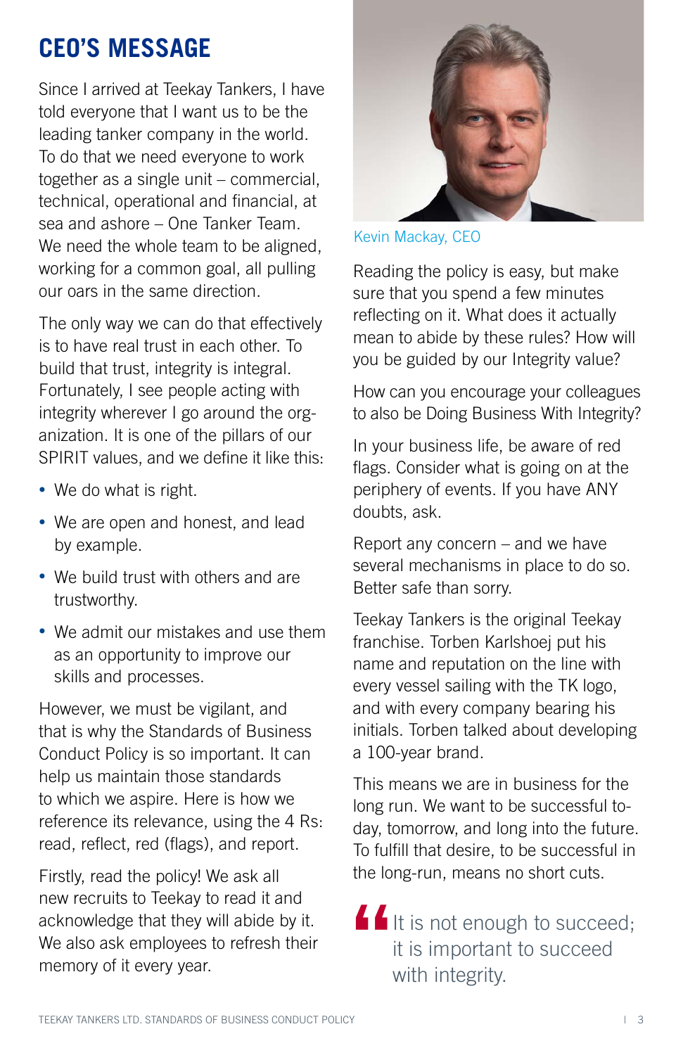# CEO'S MESSAGE

Since I arrived at Teekay Tankers, I have told everyone that I want us to be the leading tanker company in the world. To do that we need everyone to work together as a single unit – commercial, technical, operational and financial, at sea and ashore – One Tanker Team. We need the whole team to be aligned, working for a common goal, all pulling our oars in the same direction.

The only way we can do that effectively is to have real trust in each other. To build that trust, integrity is integral. Fortunately, I see people acting with integrity wherever I go around the organization. It is one of the pillars of our SPIRIT values, and we define it like this:

- We do what is right.
- We are open and honest, and lead by example.
- We build trust with others and are trustworthy.
- We admit our mistakes and use them as an opportunity to improve our skills and processes.

However, we must be vigilant, and that is why the Standards of Business Conduct Policy is so important. It can help us maintain those standards to which we aspire. Here is how we reference its relevance, using the 4 Rs: read, reflect, red (flags), and report.

Firstly, read the policy! We ask all new recruits to Teekay to read it and acknowledge that they will abide by it. We also ask employees to refresh their memory of it every year.

Kevin Mackay, CEO

Reading the policy is easy, but make sure that you spend a few minutes reflecting on it. What does it actually mean to abide by these rules? How will you be guided by our Integrity value?

How can you encourage your colleagues to also be Doing Business With Integrity?

In your business life, be aware of red flags. Consider what is going on at the periphery of events. If you have ANY doubts, ask.

Report any concern – and we have several mechanisms in place to do so. Better safe than sorry.

Teekay Tankers is the original Teekay franchise. Torben Karlshoej put his name and reputation on the line with every vessel sailing with the TK logo, and with every company bearing his initials. Torben talked about developing a 100-year brand.

This means we are in business for the long run. We want to be successful today, tomorrow, and long into the future. To fulfill that desire, to be successful in the long-run, means no short cuts.

> "It is not enough to succeed; it is important to succeed with integrity.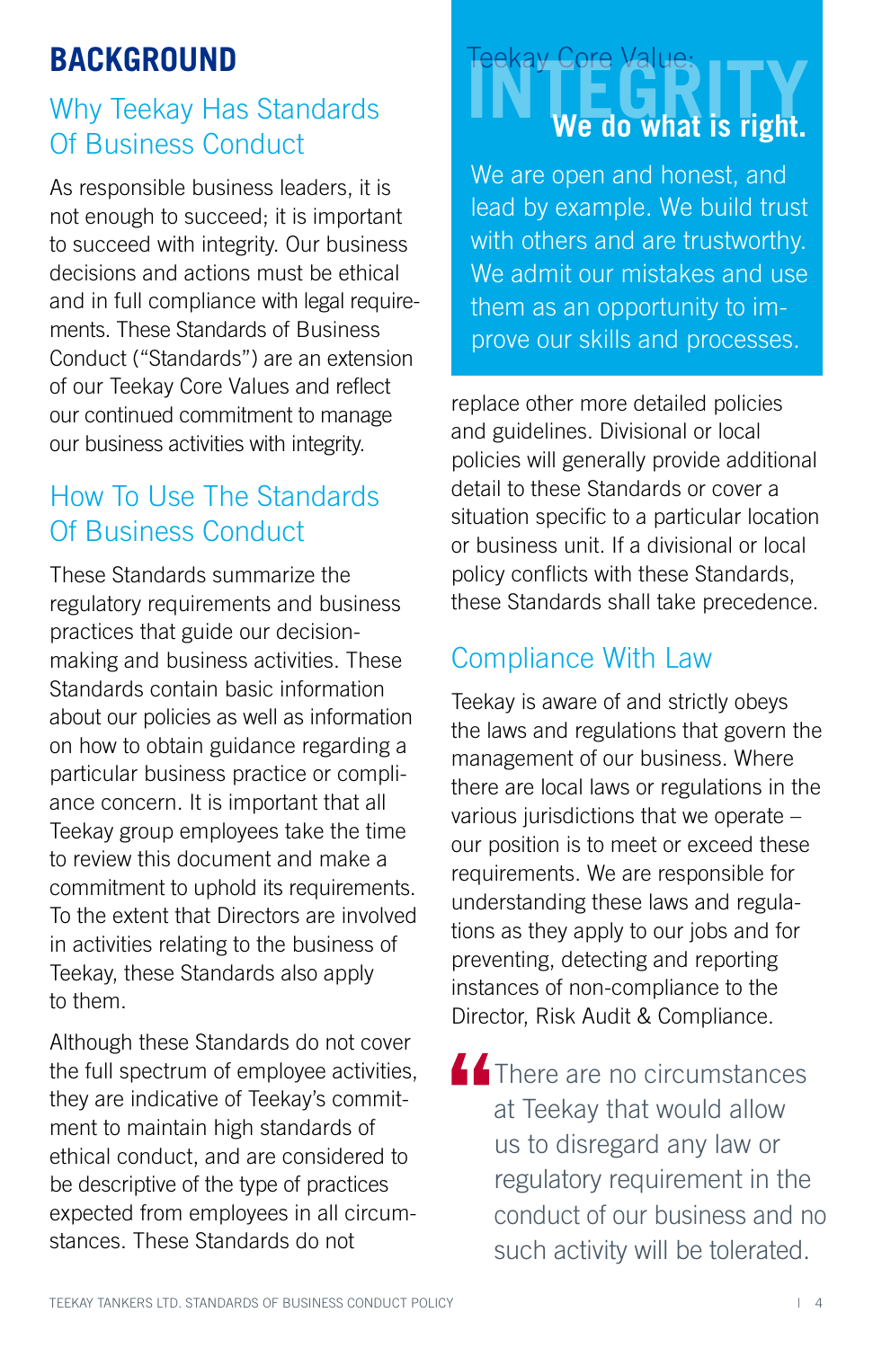# BACKGROUND

## Why Teekay Has Standards Of Business Conduct

As responsible business leaders, it is not enough to succeed; it is important to succeed with integrity. Our business decisions and actions must be ethical and in full compliance with legal requirements. These Standards of Business Conduct ("Standards") are an extension of our Teekay Core Values and reflect our continued commitment to manage our business activities with integrity.

## How To Use The Standards Of Business Conduct

These Standards summarize the regulatory requirements and business practices that guide our decision-making and business activities. These Standards contain basic information about our policies as well as information on how to obtain guidance regarding a particular business practice or compliance concern. It is important that all Teekay group employees take the time to review this document and make a commitment to uphold its requirements. To the extent that Directors are involved in activities relating to the business of Teekay, these Standards also apply to them.

Although these Standards do not cover the full spectrum of employee activities, they are indicative of Teekay's commitment to maintain high standards of ethical conduct, and are considered to be descriptive of the type of practices expected from employees in all circumstances. These Standards do not replace other more detailed policies and guidelines. Divisional or local policies will generally provide additional detail to these Standards or cover a situation specific to a particular location or business unit. If a divisional or local policy conflicts with these Standards, these Standards shall take precedence.

> Teekay Core Value: **INTEGRITY**
>
> **We do what is right.**
>
> We are open and honest, and lead by example. We build trust with others and are trustworthy. We admit our mistakes and use them as an opportunity to improve our skills and processes.

## Compliance With Law

Teekay is aware of and strictly obeys the laws and regulations that govern the management of our business. Where there are local laws or regulations in the various jurisdictions that we operate – our position is to meet or exceed these requirements. We are responsible for understanding these laws and regulations as they apply to our jobs and for preventing, detecting and reporting instances of non-compliance to the Director, Risk Audit & Compliance.

> "There are no circumstances at Teekay that would allow us to disregard any law or regulatory requirement in the conduct of our business and no such activity will be tolerated.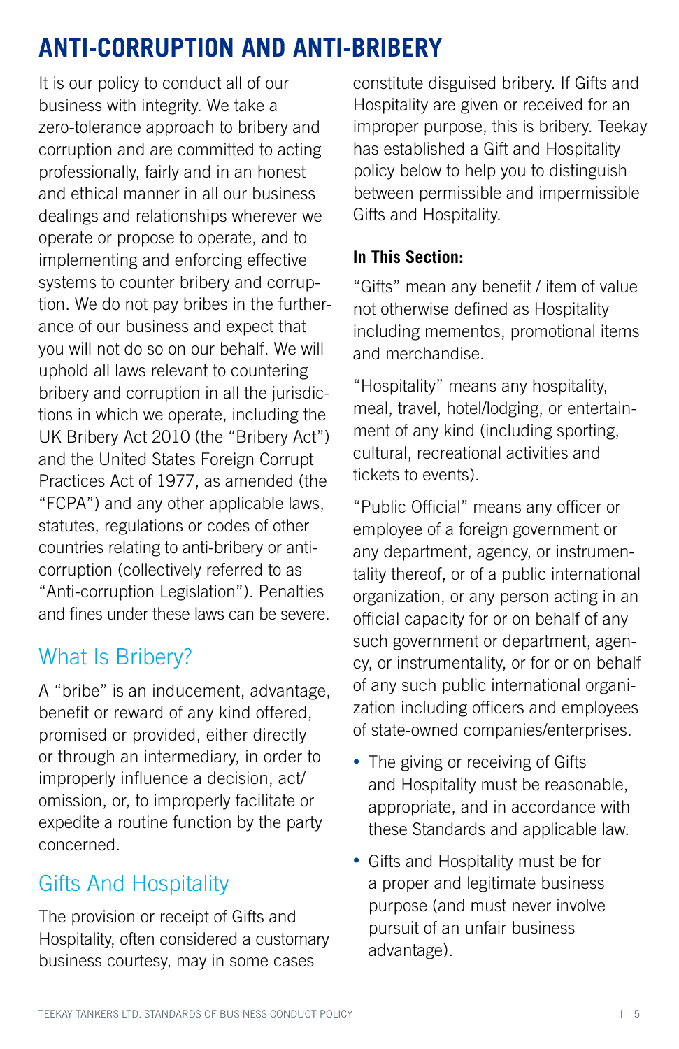# ANTI-CORRUPTION AND ANTI-BRIBERY

It is our policy to conduct all of our business with integrity. We take a zero-tolerance approach to bribery and corruption and are committed to acting professionally, fairly and in an honest and ethical manner in all our business dealings and relationships wherever we operate or propose to operate, and to implementing and enforcing effective systems to counter bribery and corruption. We do not pay bribes in the furtherance of our business and expect that you will not do so on our behalf. We will uphold all laws relevant to countering bribery and corruption in all the jurisdictions in which we operate, including the UK Bribery Act 2010 (the "Bribery Act") and the United States Foreign Corrupt Practices Act of 1977, as amended (the "FCPA") and any other applicable laws, statutes, regulations or codes of other countries relating to anti-bribery or anti-corruption (collectively referred to as "Anti-corruption Legislation"). Penalties and fines under these laws can be severe.

## What Is Bribery?

A "bribe" is an inducement, advantage, benefit or reward of any kind offered, promised or provided, either directly or through an intermediary, in order to improperly influence a decision, act/omission, or, to improperly facilitate or expedite a routine function by the party concerned.

## Gifts And Hospitality

The provision or receipt of Gifts and Hospitality, often considered a customary business courtesy, may in some cases constitute disguised bribery. If Gifts and Hospitality are given or received for an improper purpose, this is bribery. Teekay has established a Gift and Hospitality policy below to help you to distinguish between permissible and impermissible Gifts and Hospitality.

**In This Section:**

"Gifts" mean any benefit / item of value not otherwise defined as Hospitality including mementos, promotional items and merchandise.

"Hospitality" means any hospitality, meal, travel, hotel/lodging, or entertainment of any kind (including sporting, cultural, recreational activities and tickets to events).

"Public Official" means any officer or employee of a foreign government or any department, agency, or instrumentality thereof, or of a public international organization, or any person acting in an official capacity for or on behalf of any such government or department, agency, or instrumentality, or for or on behalf of any such public international organization including officers and employees of state-owned companies/enterprises.

- The giving or receiving of Gifts and Hospitality must be reasonable, appropriate, and in accordance with these Standards and applicable law.
- Gifts and Hospitality must be for a proper and legitimate business purpose (and must never involve pursuit of an unfair business advantage).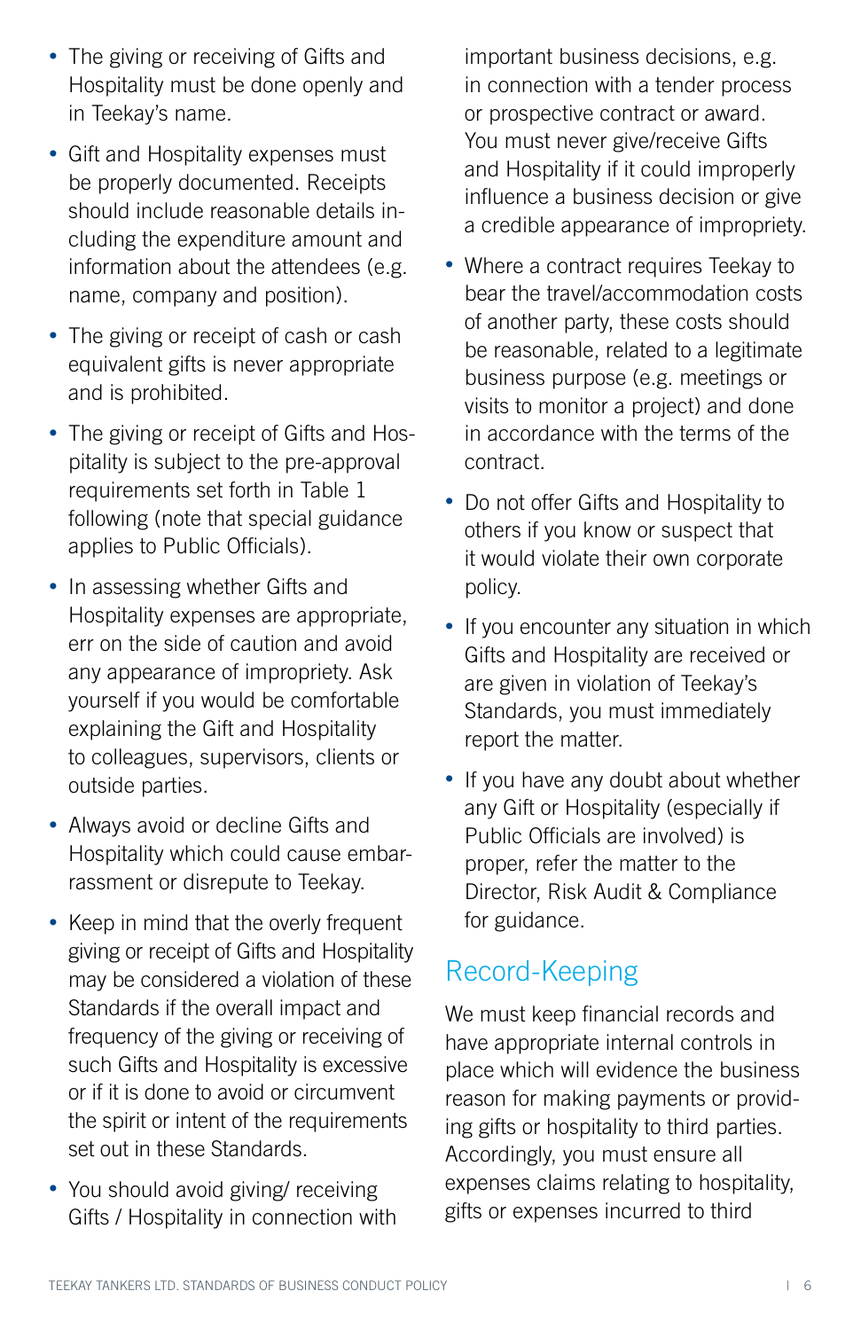- The giving or receiving of Gifts and Hospitality must be done openly and in Teekay's name.
- Gift and Hospitality expenses must be properly documented. Receipts should include reasonable details including the expenditure amount and information about the attendees (e.g. name, company and position).
- The giving or receipt of cash or cash equivalent gifts is never appropriate and is prohibited.
- The giving or receipt of Gifts and Hospitality is subject to the pre-approval requirements set forth in Table 1 following (note that special guidance applies to Public Officials).
- In assessing whether Gifts and Hospitality expenses are appropriate, err on the side of caution and avoid any appearance of impropriety. Ask yourself if you would be comfortable explaining the Gift and Hospitality to colleagues, supervisors, clients or outside parties.
- Always avoid or decline Gifts and Hospitality which could cause embarrassment or disrepute to Teekay.
- Keep in mind that the overly frequent giving or receipt of Gifts and Hospitality may be considered a violation of these Standards if the overall impact and frequency of the giving or receiving of such Gifts and Hospitality is excessive or if it is done to avoid or circumvent the spirit or intent of the requirements set out in these Standards.
- You should avoid giving/ receiving Gifts / Hospitality in connection with important business decisions, e.g. in connection with a tender process or prospective contract or award. You must never give/receive Gifts and Hospitality if it could improperly influence a business decision or give a credible appearance of impropriety.
- Where a contract requires Teekay to bear the travel/accommodation costs of another party, these costs should be reasonable, related to a legitimate business purpose (e.g. meetings or visits to monitor a project) and done in accordance with the terms of the contract.
- Do not offer Gifts and Hospitality to others if you know or suspect that it would violate their own corporate policy.
- If you encounter any situation in which Gifts and Hospitality are received or are given in violation of Teekay's Standards, you must immediately report the matter.
- If you have any doubt about whether any Gift or Hospitality (especially if Public Officials are involved) is proper, refer the matter to the Director, Risk Audit & Compliance for guidance.

## Record-Keeping

We must keep financial records and have appropriate internal controls in place which will evidence the business reason for making payments or providing gifts or hospitality to third parties. Accordingly, you must ensure all expenses claims relating to hospitality, gifts or expenses incurred to third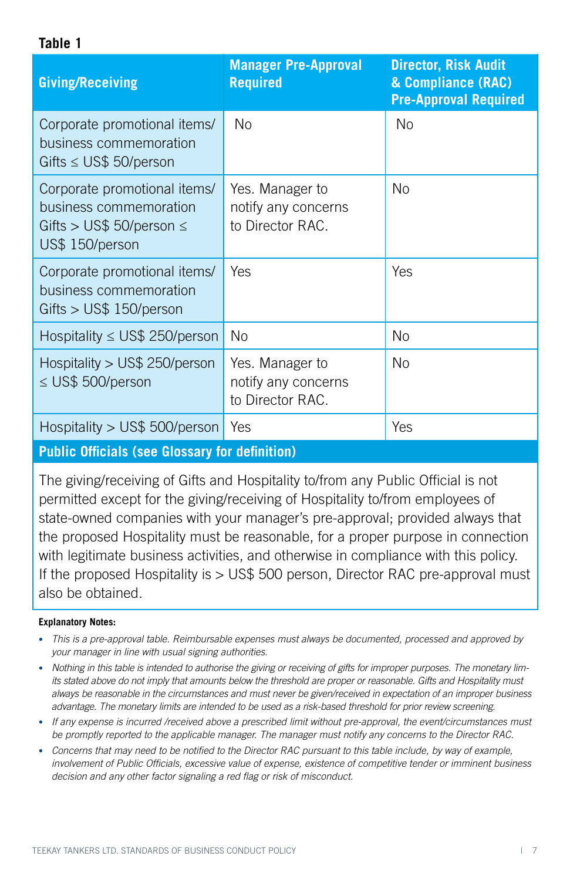**Table 1**

| Giving/Receiving | Manager Pre-Approval Required | Director, Risk Audit & Compliance (RAC) Pre-Approval Required |
|---|---|---|
| Corporate promotional items/ business commemoration Gifts ≤ US$ 50/person | No | No |
| Corporate promotional items/ business commemoration Gifts > US$ 50/person ≤ US$ 150/person | Yes. Manager to notify any concerns to Director RAC. | No |
| Corporate promotional items/ business commemoration Gifts > US$ 150/person | Yes | Yes |
| Hospitality ≤ US$ 250/person | No | No |
| Hospitality > US$ 250/person ≤ US$ 500/person | Yes. Manager to notify any concerns to Director RAC. | No |
| Hospitality > US$ 500/person | Yes | Yes |
| **Public Officials (see Glossary for definition)** | | |
| The giving/receiving of Gifts and Hospitality to/from any Public Official is not permitted except for the giving/receiving of Hospitality to/from employees of state-owned companies with your manager's pre-approval; provided always that the proposed Hospitality must be reasonable, for a proper purpose in connection with legitimate business activities, and otherwise in compliance with this policy. If the proposed Hospitality is > US$ 500 person, Director RAC pre-approval must also be obtained. | | |

**Explanatory Notes:**

- *This is a pre-approval table. Reimbursable expenses must always be documented, processed and approved by your manager in line with usual signing authorities.*
- *Nothing in this table is intended to authorise the giving or receiving of gifts for improper purposes. The monetary limits stated above do not imply that amounts below the threshold are proper or reasonable. Gifts and Hospitality must always be reasonable in the circumstances and must never be given/received in expectation of an improper business advantage. The monetary limits are intended to be used as a risk-based threshold for prior review screening.*
- *If any expense is incurred /received above a prescribed limit without pre-approval, the event/circumstances must be promptly reported to the applicable manager. The manager must notify any concerns to the Director RAC.*
- *Concerns that may need to be notified to the Director RAC pursuant to this table include, by way of example, involvement of Public Officials, excessive value of expense, existence of competitive tender or imminent business decision and any other factor signaling a red flag or risk of misconduct.*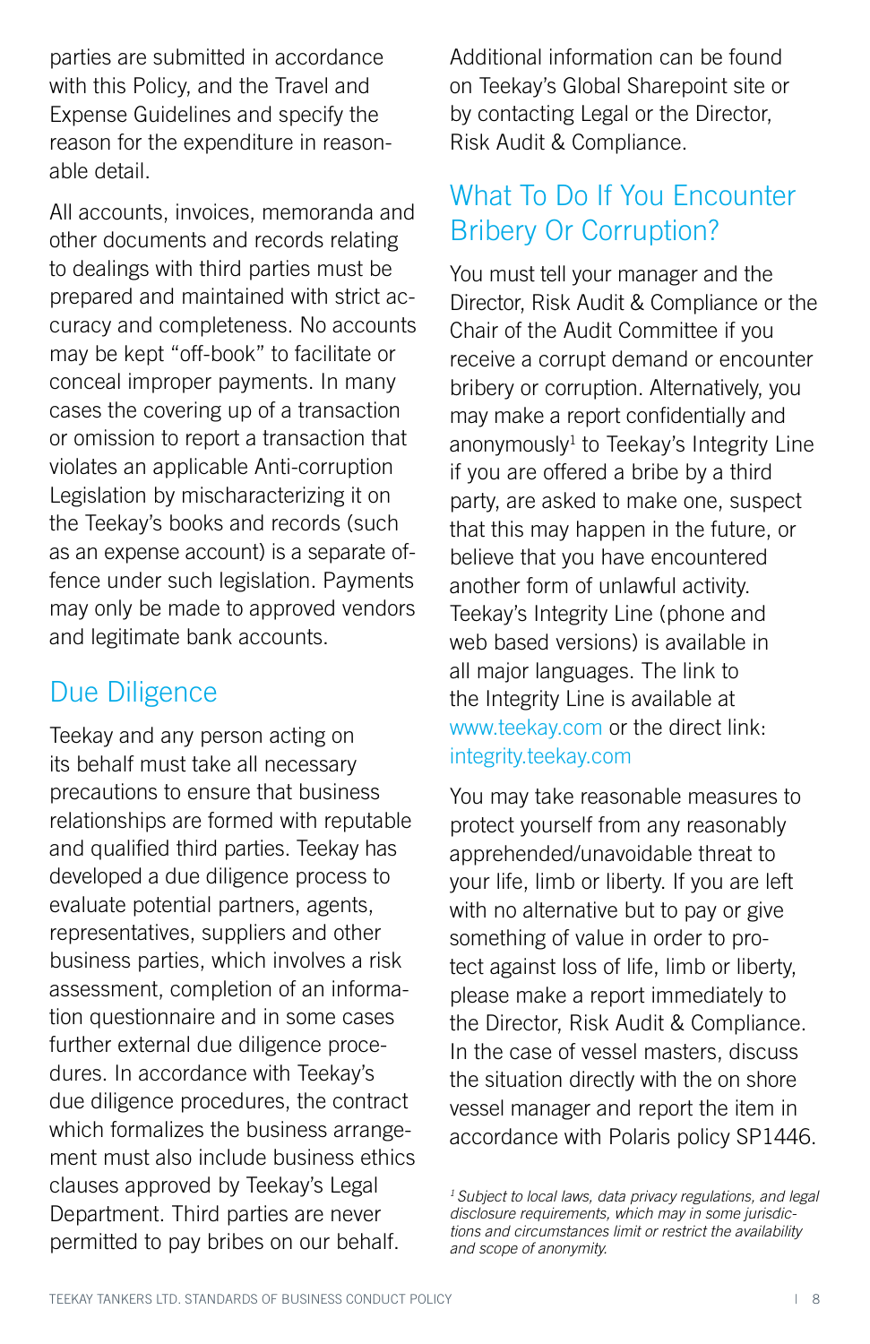parties are submitted in accordance with this Policy, and the Travel and Expense Guidelines and specify the reason for the expenditure in reasonable detail.

All accounts, invoices, memoranda and other documents and records relating to dealings with third parties must be prepared and maintained with strict accuracy and completeness. No accounts may be kept "off-book" to facilitate or conceal improper payments. In many cases the covering up of a transaction or omission to report a transaction that violates an applicable Anti-corruption Legislation by mischaracterizing it on the Teekay's books and records (such as an expense account) is a separate offence under such legislation. Payments may only be made to approved vendors and legitimate bank accounts.

## Due Diligence

Teekay and any person acting on its behalf must take all necessary precautions to ensure that business relationships are formed with reputable and qualified third parties. Teekay has developed a due diligence process to evaluate potential partners, agents, representatives, suppliers and other business parties, which involves a risk assessment, completion of an information questionnaire and in some cases further external due diligence procedures. In accordance with Teekay's due diligence procedures, the contract which formalizes the business arrangement must also include business ethics clauses approved by Teekay's Legal Department. Third parties are never permitted to pay bribes on our behalf.

Additional information can be found on Teekay's Global Sharepoint site or by contacting Legal or the Director, Risk Audit & Compliance.

## What To Do If You Encounter Bribery Or Corruption?

You must tell your manager and the Director, Risk Audit & Compliance or the Chair of the Audit Committee if you receive a corrupt demand or encounter bribery or corruption. Alternatively, you may make a report confidentially and anonymously[1] to Teekay's Integrity Line if you are offered a bribe by a third party, are asked to make one, suspect that this may happen in the future, or believe that you have encountered another form of unlawful activity. Teekay's Integrity Line (phone and web based versions) is available in all major languages. The link to the Integrity Line is available at www.teekay.com or the direct link: integrity.teekay.com

You may take reasonable measures to protect yourself from any reasonably apprehended/unavoidable threat to your life, limb or liberty. If you are left with no alternative but to pay or give something of value in order to protect against loss of life, limb or liberty, please make a report immediately to the Director, Risk Audit & Compliance. In the case of vessel masters, discuss the situation directly with the on shore vessel manager and report the item in accordance with Polaris policy SP1446.

*[1] Subject to local laws, data privacy regulations, and legal disclosure requirements, which may in some jurisdictions and circumstances limit or restrict the availability and scope of anonymity.*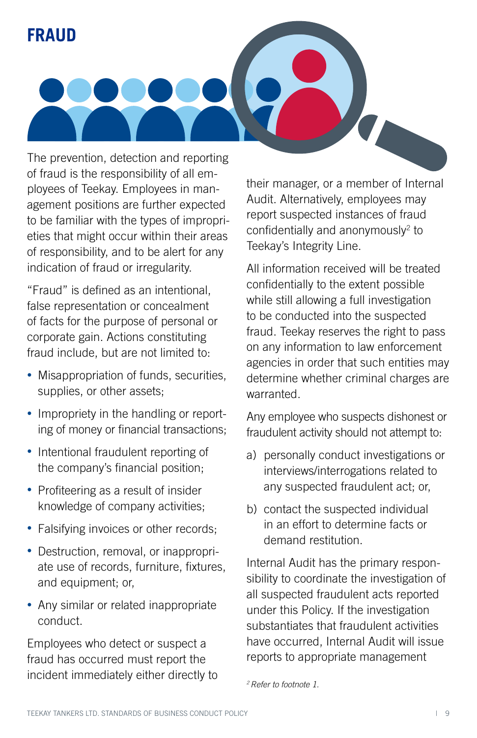## FRAUD

The prevention, detection and reporting of fraud is the responsibility of all employees of Teekay. Employees in management positions are further expected to be familiar with the types of improprieties that might occur within their areas of responsibility, and to be alert for any indication of fraud or irregularity.

"Fraud" is defined as an intentional, false representation or concealment of facts for the purpose of personal or corporate gain. Actions constituting fraud include, but are not limited to:

- Misappropriation of funds, securities, supplies, or other assets;
- Impropriety in the handling or reporting of money or financial transactions;
- Intentional fraudulent reporting of the company's financial position;
- Profiteering as a result of insider knowledge of company activities;
- Falsifying invoices or other records;
- Destruction, removal, or inappropriate use of records, furniture, fixtures, and equipment; or,
- Any similar or related inappropriate conduct.

Employees who detect or suspect a fraud has occurred must report the incident immediately either directly to their manager, or a member of Internal Audit. Alternatively, employees may report suspected instances of fraud confidentially and anonymously[2] to Teekay's Integrity Line.

All information received will be treated confidentially to the extent possible while still allowing a full investigation to be conducted into the suspected fraud. Teekay reserves the right to pass on any information to law enforcement agencies in order that such entities may determine whether criminal charges are warranted.

Any employee who suspects dishonest or fraudulent activity should not attempt to:

a) personally conduct investigations or interviews/interrogations related to any suspected fraudulent act; or,

b) contact the suspected individual in an effort to determine facts or demand restitution.

Internal Audit has the primary responsibility to coordinate the investigation of all suspected fraudulent acts reported under this Policy. If the investigation substantiates that fraudulent activities have occurred, Internal Audit will issue reports to appropriate management

*[2] Refer to footnote 1.*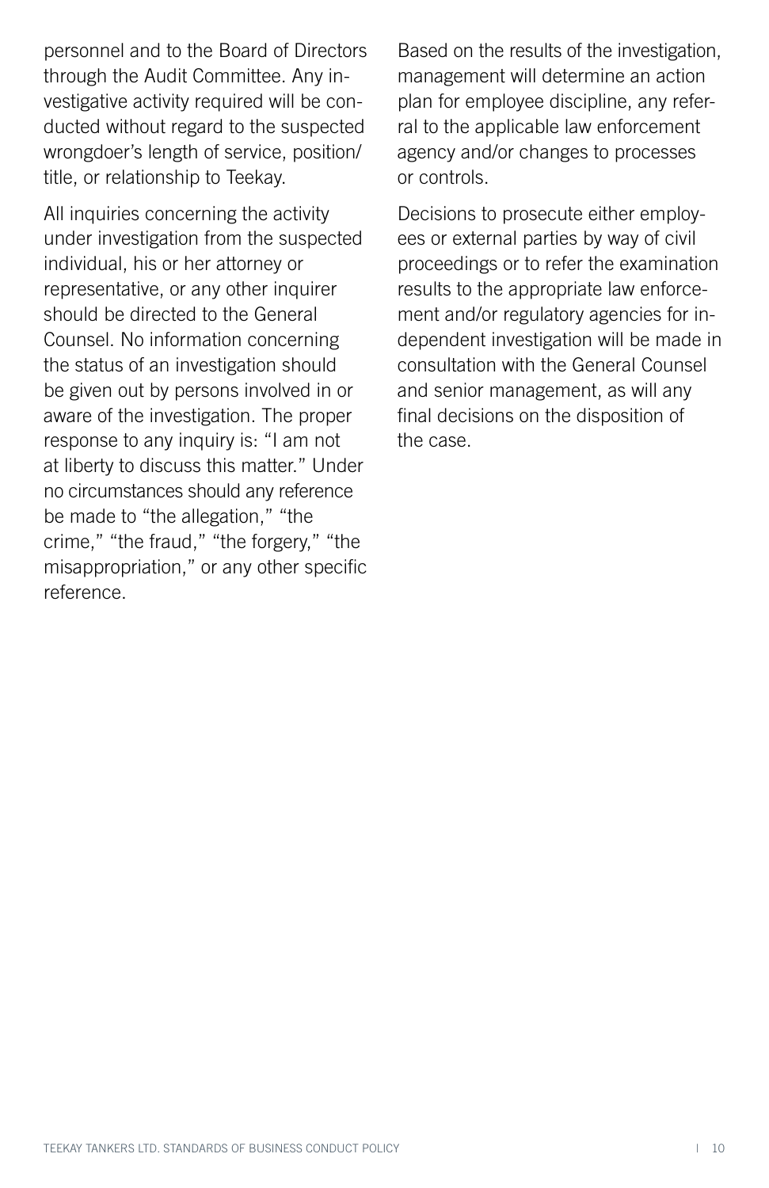personnel and to the Board of Directors through the Audit Committee. Any investigative activity required will be conducted without regard to the suspected wrongdoer's length of service, position/title, or relationship to Teekay.

All inquiries concerning the activity under investigation from the suspected individual, his or her attorney or representative, or any other inquirer should be directed to the General Counsel. No information concerning the status of an investigation should be given out by persons involved in or aware of the investigation. The proper response to any inquiry is: "I am not at liberty to discuss this matter." Under no circumstances should any reference be made to "the allegation," "the crime," "the fraud," "the forgery," "the misappropriation," or any other specific reference.

Based on the results of the investigation, management will determine an action plan for employee discipline, any referral to the applicable law enforcement agency and/or changes to processes or controls.

Decisions to prosecute either employees or external parties by way of civil proceedings or to refer the examination results to the appropriate law enforcement and/or regulatory agencies for independent investigation will be made in consultation with the General Counsel and senior management, as will any final decisions on the disposition of the case.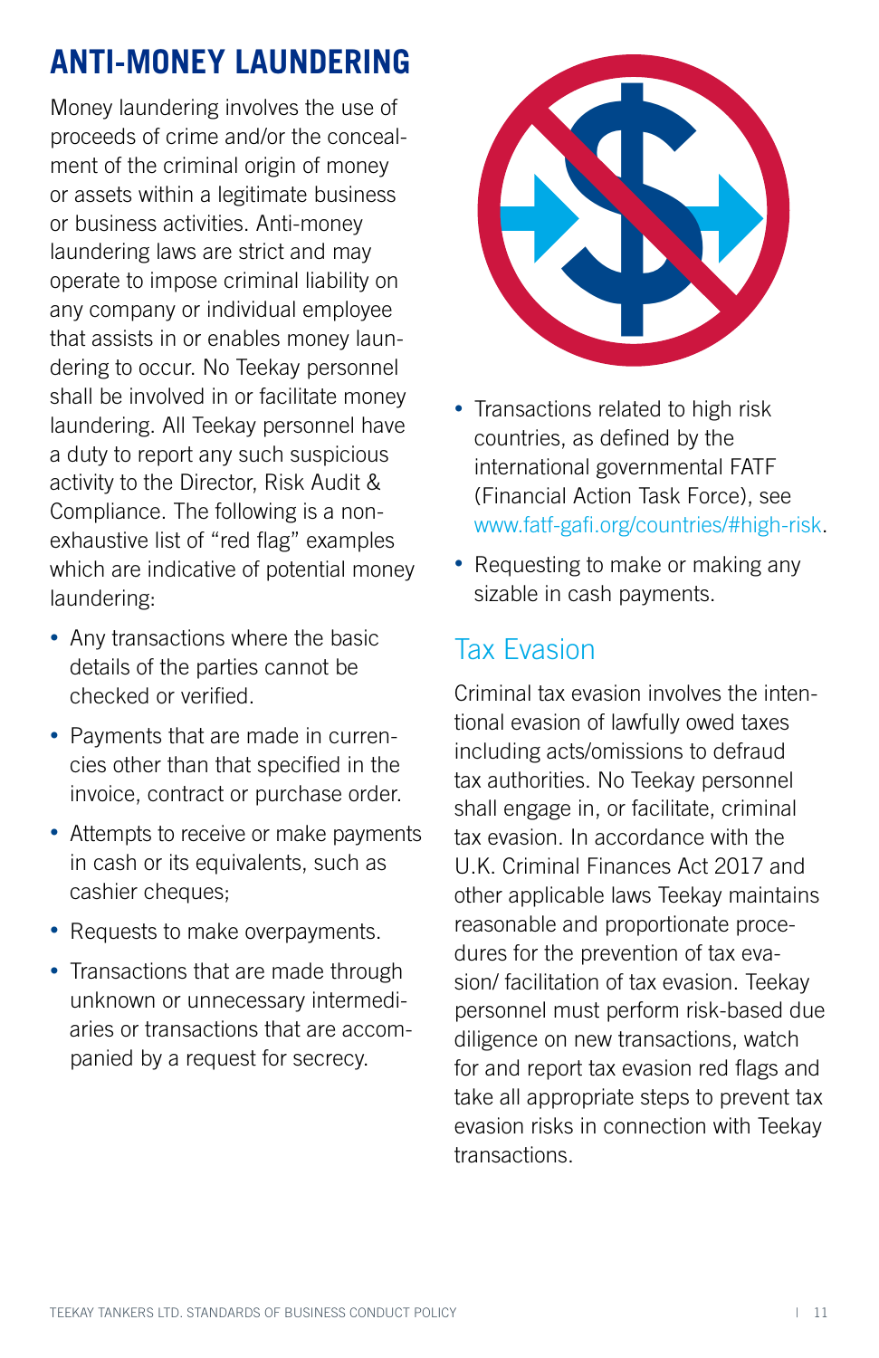# ANTI-MONEY LAUNDERING

Money laundering involves the use of proceeds of crime and/or the concealment of the criminal origin of money or assets within a legitimate business or business activities. Anti-money laundering laws are strict and may operate to impose criminal liability on any company or individual employee that assists in or enables money laundering to occur. No Teekay personnel shall be involved in or facilitate money laundering. All Teekay personnel have a duty to report any such suspicious activity to the Director, Risk Audit & Compliance. The following is a non-exhaustive list of "red flag" examples which are indicative of potential money laundering:

- Any transactions where the basic details of the parties cannot be checked or verified.
- Payments that are made in currencies other than that specified in the invoice, contract or purchase order.
- Attempts to receive or make payments in cash or its equivalents, such as cashier cheques;
- Requests to make overpayments.
- Transactions that are made through unknown or unnecessary intermediaries or transactions that are accompanied by a request for secrecy.
- Transactions related to high risk countries, as defined by the international governmental FATF (Financial Action Task Force), see www.fatf-gafi.org/countries/#high-risk.
- Requesting to make or making any sizable in cash payments.

## Tax Evasion

Criminal tax evasion involves the intentional evasion of lawfully owed taxes including acts/omissions to defraud tax authorities. No Teekay personnel shall engage in, or facilitate, criminal tax evasion. In accordance with the U.K. Criminal Finances Act 2017 and other applicable laws Teekay maintains reasonable and proportionate procedures for the prevention of tax evasion/ facilitation of tax evasion. Teekay personnel must perform risk-based due diligence on new transactions, watch for and report tax evasion red flags and take all appropriate steps to prevent tax evasion risks in connection with Teekay transactions.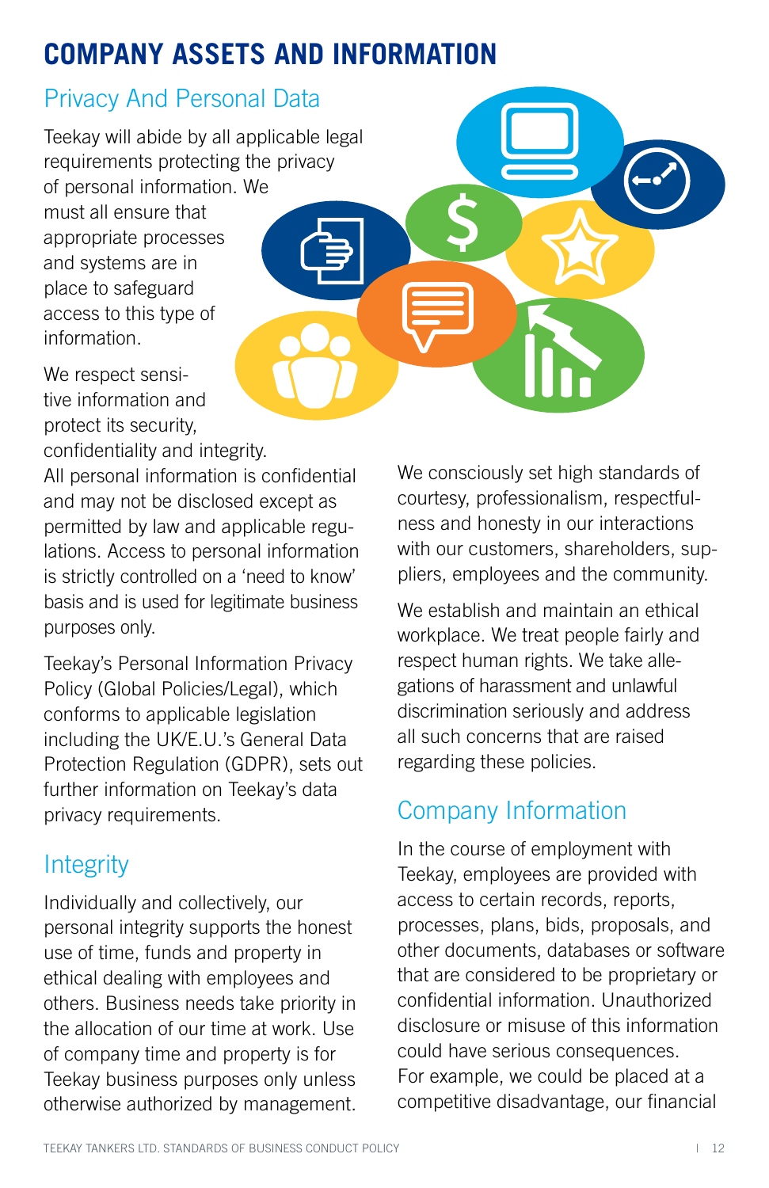# COMPANY ASSETS AND INFORMATION

## Privacy And Personal Data

Teekay will abide by all applicable legal requirements protecting the privacy of personal information. We must all ensure that appropriate processes and systems are in place to safeguard access to this type of information.

We respect sensitive information and protect its security, confidentiality and integrity. All personal information is confidential and may not be disclosed except as permitted by law and applicable regulations. Access to personal information is strictly controlled on a 'need to know' basis and is used for legitimate business purposes only.

Teekay's Personal Information Privacy Policy (Global Policies/Legal), which conforms to applicable legislation including the UK/E.U.'s General Data Protection Regulation (GDPR), sets out further information on Teekay's data privacy requirements.

## Integrity

Individually and collectively, our personal integrity supports the honest use of time, funds and property in ethical dealing with employees and others. Business needs take priority in the allocation of our time at work. Use of company time and property is for Teekay business purposes only unless otherwise authorized by management.

We consciously set high standards of courtesy, professionalism, respectfulness and honesty in our interactions with our customers, shareholders, suppliers, employees and the community.

We establish and maintain an ethical workplace. We treat people fairly and respect human rights. We take allegations of harassment and unlawful discrimination seriously and address all such concerns that are raised regarding these policies.

## Company Information

In the course of employment with Teekay, employees are provided with access to certain records, reports, processes, plans, bids, proposals, and other documents, databases or software that are considered to be proprietary or confidential information. Unauthorized disclosure or misuse of this information could have serious consequences. For example, we could be placed at a competitive disadvantage, our financial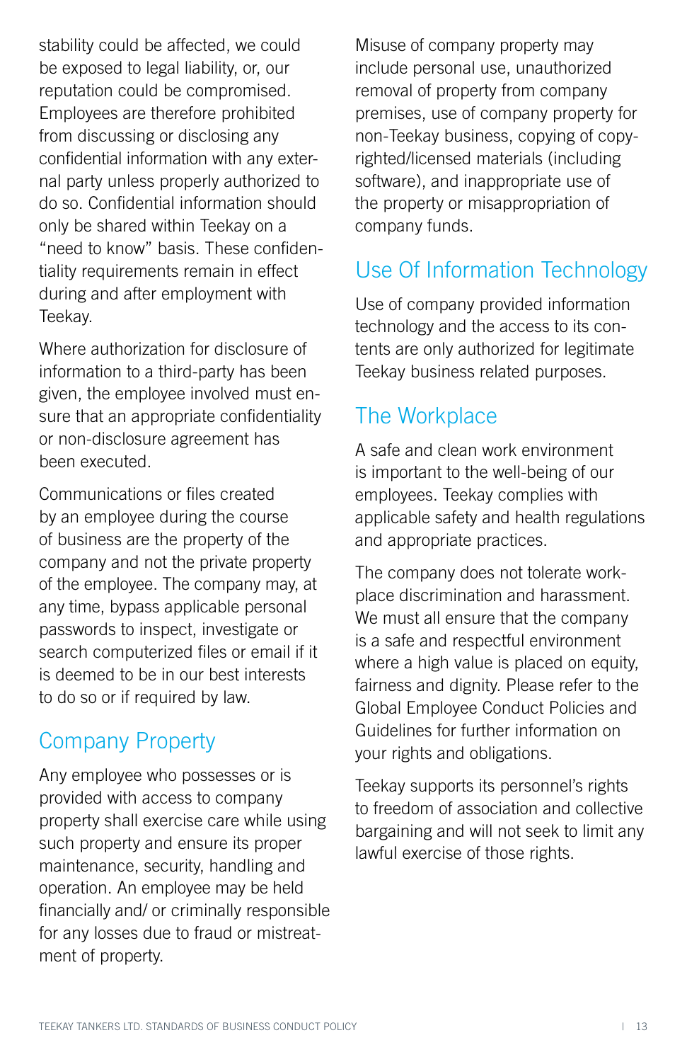stability could be affected, we could be exposed to legal liability, or, our reputation could be compromised. Employees are therefore prohibited from discussing or disclosing any confidential information with any external party unless properly authorized to do so. Confidential information should only be shared within Teekay on a "need to know" basis. These confidentiality requirements remain in effect during and after employment with Teekay.

Where authorization for disclosure of information to a third-party has been given, the employee involved must ensure that an appropriate confidentiality or non-disclosure agreement has been executed.

Communications or files created by an employee during the course of business are the property of the company and not the private property of the employee. The company may, at any time, bypass applicable personal passwords to inspect, investigate or search computerized files or email if it is deemed to be in our best interests to do so or if required by law.

## Company Property

Any employee who possesses or is provided with access to company property shall exercise care while using such property and ensure its proper maintenance, security, handling and operation. An employee may be held financially and/ or criminally responsible for any losses due to fraud or mistreatment of property.

Misuse of company property may include personal use, unauthorized removal of property from company premises, use of company property for non-Teekay business, copying of copyrighted/licensed materials (including software), and inappropriate use of the property or misappropriation of company funds.

## Use Of Information Technology

Use of company provided information technology and the access to its contents are only authorized for legitimate Teekay business related purposes.

## The Workplace

A safe and clean work environment is important to the well-being of our employees. Teekay complies with applicable safety and health regulations and appropriate practices.

The company does not tolerate workplace discrimination and harassment. We must all ensure that the company is a safe and respectful environment where a high value is placed on equity, fairness and dignity. Please refer to the Global Employee Conduct Policies and Guidelines for further information on your rights and obligations.

Teekay supports its personnel's rights to freedom of association and collective bargaining and will not seek to limit any lawful exercise of those rights.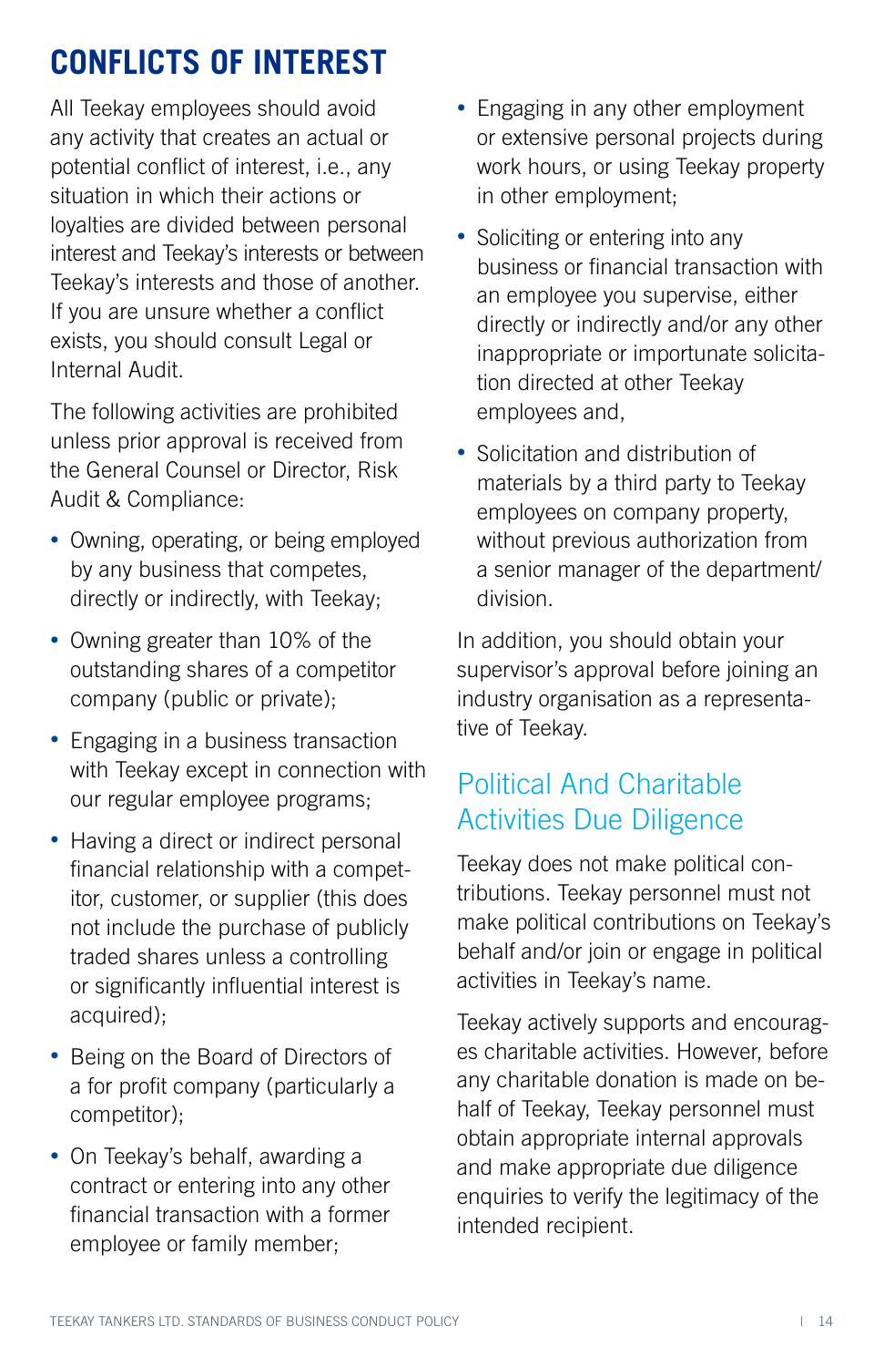# CONFLICTS OF INTEREST

All Teekay employees should avoid any activity that creates an actual or potential conflict of interest, i.e., any situation in which their actions or loyalties are divided between personal interest and Teekay's interests or between Teekay's interests and those of another. If you are unsure whether a conflict exists, you should consult Legal or Internal Audit.

The following activities are prohibited unless prior approval is received from the General Counsel or Director, Risk Audit & Compliance:

- Owning, operating, or being employed by any business that competes, directly or indirectly, with Teekay;
- Owning greater than 10% of the outstanding shares of a competitor company (public or private);
- Engaging in a business transaction with Teekay except in connection with our regular employee programs;
- Having a direct or indirect personal financial relationship with a competitor, customer, or supplier (this does not include the purchase of publicly traded shares unless a controlling or significantly influential interest is acquired);
- Being on the Board of Directors of a for profit company (particularly a competitor);
- On Teekay's behalf, awarding a contract or entering into any other financial transaction with a former employee or family member;
- Engaging in any other employment or extensive personal projects during work hours, or using Teekay property in other employment;
- Soliciting or entering into any business or financial transaction with an employee you supervise, either directly or indirectly and/or any other inappropriate or importunate solicitation directed at other Teekay employees and,
- Solicitation and distribution of materials by a third party to Teekay employees on company property, without previous authorization from a senior manager of the department/division.

In addition, you should obtain your supervisor's approval before joining an industry organisation as a representative of Teekay.

## Political And Charitable Activities Due Diligence

Teekay does not make political contributions. Teekay personnel must not make political contributions on Teekay's behalf and/or join or engage in political activities in Teekay's name.

Teekay actively supports and encourages charitable activities. However, before any charitable donation is made on behalf of Teekay, Teekay personnel must obtain appropriate internal approvals and make appropriate due diligence enquiries to verify the legitimacy of the intended recipient.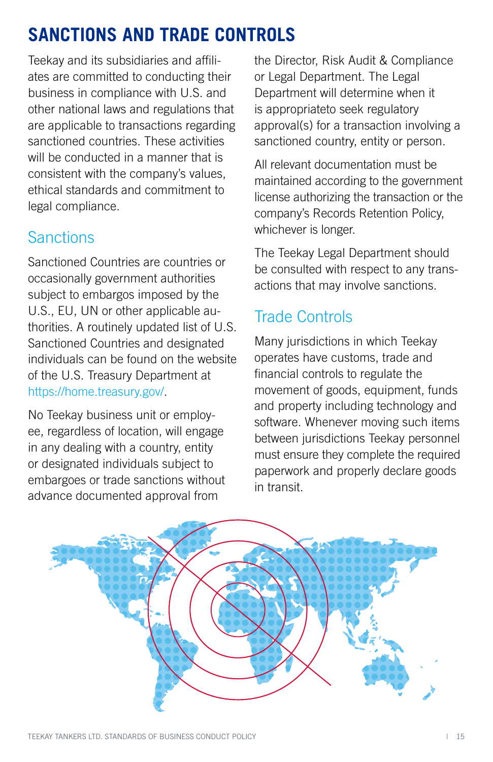# SANCTIONS AND TRADE CONTROLS

Teekay and its subsidiaries and affiliates are committed to conducting their business in compliance with U.S. and other national laws and regulations that are applicable to transactions regarding sanctioned countries. These activities will be conducted in a manner that is consistent with the company's values, ethical standards and commitment to legal compliance.

## Sanctions

Sanctioned Countries are countries or occasionally government authorities subject to embargos imposed by the U.S., EU, UN or other applicable authorities. A routinely updated list of U.S. Sanctioned Countries and designated individuals can be found on the website of the U.S. Treasury Department at https://home.treasury.gov/.

No Teekay business unit or employee, regardless of location, will engage in any dealing with a country, entity or designated individuals subject to embargoes or trade sanctions without advance documented approval from the Director, Risk Audit & Compliance or Legal Department. The Legal Department will determine when it is appropriateto seek regulatory approval(s) for a transaction involving a sanctioned country, entity or person.

All relevant documentation must be maintained according to the government license authorizing the transaction or the company's Records Retention Policy, whichever is longer.

The Teekay Legal Department should be consulted with respect to any transactions that may involve sanctions.

## Trade Controls

Many jurisdictions in which Teekay operates have customs, trade and financial controls to regulate the movement of goods, equipment, funds and property including technology and software. Whenever moving such items between jurisdictions Teekay personnel must ensure they complete the required paperwork and properly declare goods in transit.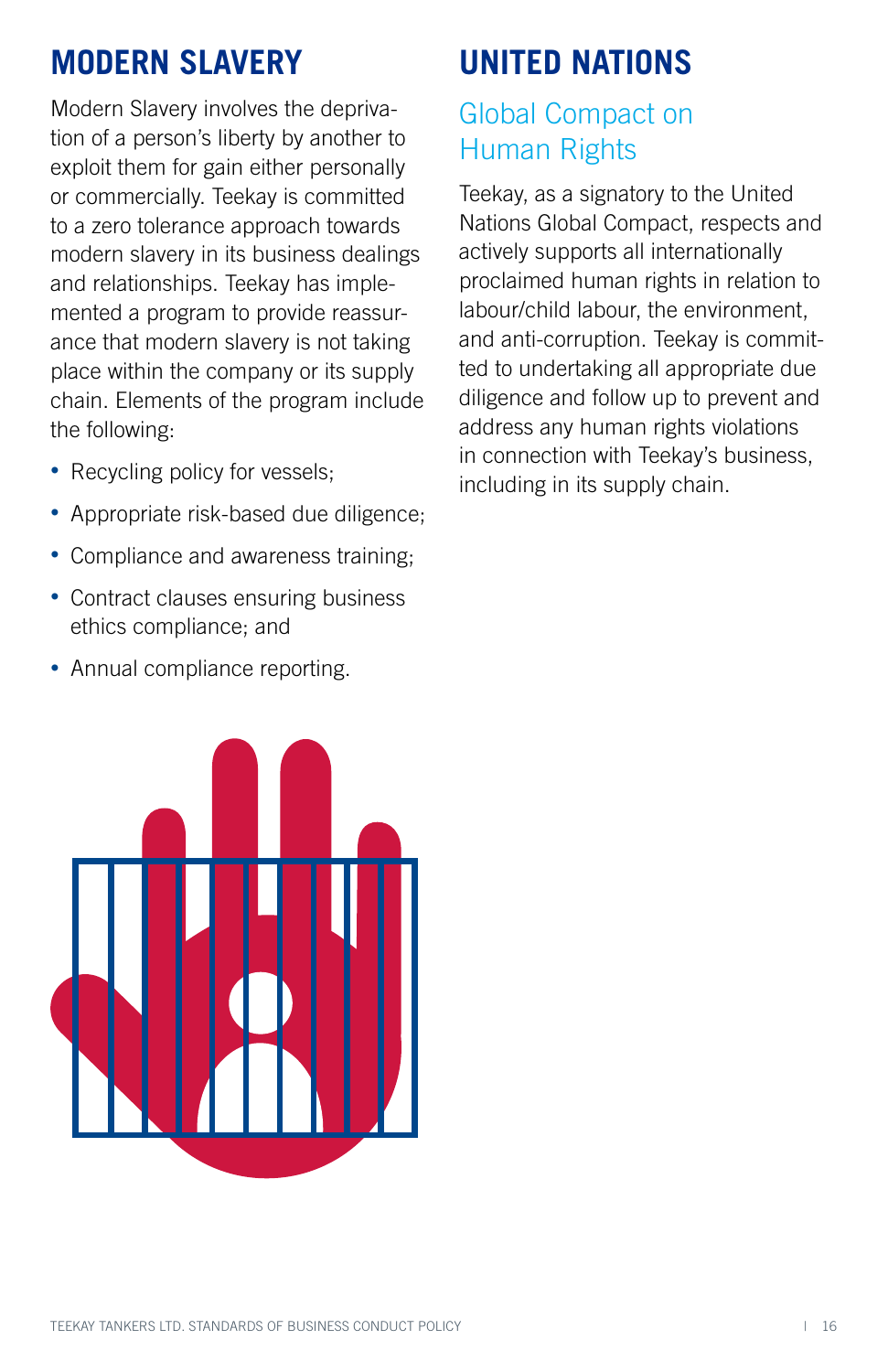## MODERN SLAVERY

Modern Slavery involves the deprivation of a person's liberty by another to exploit them for gain either personally or commercially. Teekay is committed to a zero tolerance approach towards modern slavery in its business dealings and relationships. Teekay has implemented a program to provide reassurance that modern slavery is not taking place within the company or its supply chain. Elements of the program include the following:

- Recycling policy for vessels;
- Appropriate risk-based due diligence;
- Compliance and awareness training;
- Contract clauses ensuring business ethics compliance; and
- Annual compliance reporting.

## UNITED NATIONS

### Global Compact on Human Rights

Teekay, as a signatory to the United Nations Global Compact, respects and actively supports all internationally proclaimed human rights in relation to labour/child labour, the environment, and anti-corruption. Teekay is committed to undertaking all appropriate due diligence and follow up to prevent and address any human rights violations in connection with Teekay's business, including in its supply chain.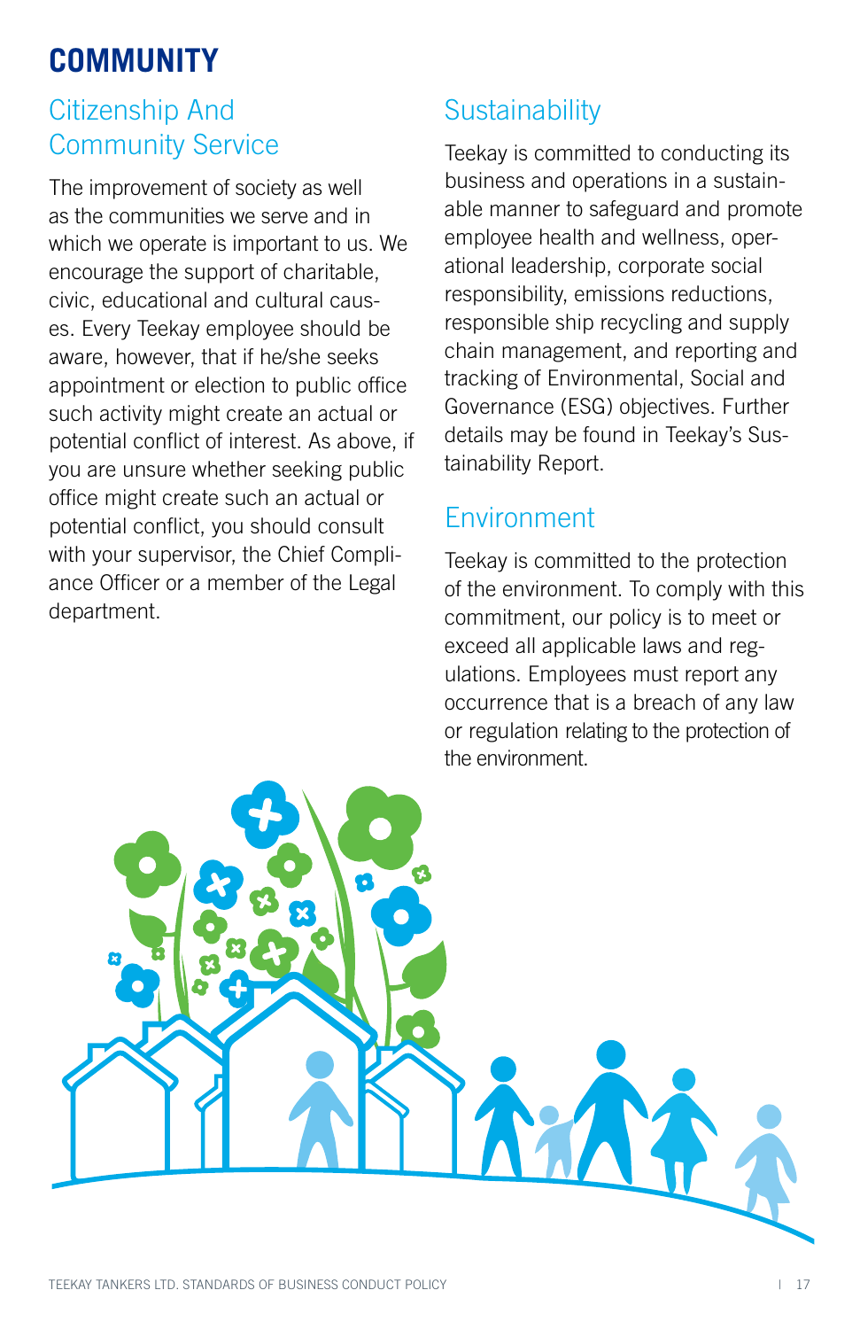# COMMUNITY

## Citizenship And Community Service

The improvement of society as well as the communities we serve and in which we operate is important to us. We encourage the support of charitable, civic, educational and cultural causes. Every Teekay employee should be aware, however, that if he/she seeks appointment or election to public office such activity might create an actual or potential conflict of interest. As above, if you are unsure whether seeking public office might create such an actual or potential conflict, you should consult with your supervisor, the Chief Compliance Officer or a member of the Legal department.

## Sustainability

Teekay is committed to conducting its business and operations in a sustainable manner to safeguard and promote employee health and wellness, operational leadership, corporate social responsibility, emissions reductions, responsible ship recycling and supply chain management, and reporting and tracking of Environmental, Social and Governance (ESG) objectives. Further details may be found in Teekay's Sustainability Report.

## Environment

Teekay is committed to the protection of the environment. To comply with this commitment, our policy is to meet or exceed all applicable laws and regulations. Employees must report any occurrence that is a breach of any law or regulation relating to the protection of the environment.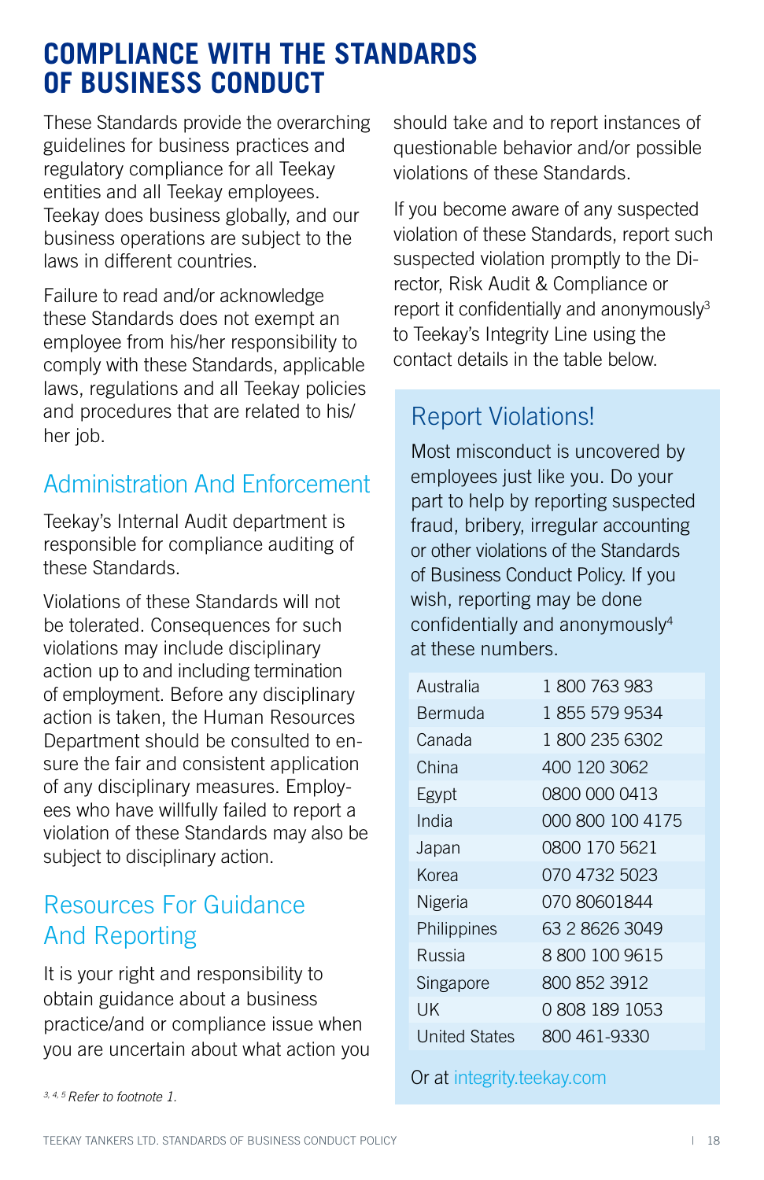# COMPLIANCE WITH THE STANDARDS OF BUSINESS CONDUCT

These Standards provide the overarching guidelines for business practices and regulatory compliance for all Teekay entities and all Teekay employees. Teekay does business globally, and our business operations are subject to the laws in different countries.

Failure to read and/or acknowledge these Standards does not exempt an employee from his/her responsibility to comply with these Standards, applicable laws, regulations and all Teekay policies and procedures that are related to his/her job.

## Administration And Enforcement

Teekay's Internal Audit department is responsible for compliance auditing of these Standards.

Violations of these Standards will not be tolerated. Consequences for such violations may include disciplinary action up to and including termination of employment. Before any disciplinary action is taken, the Human Resources Department should be consulted to ensure the fair and consistent application of any disciplinary measures. Employees who have willfully failed to report a violation of these Standards may also be subject to disciplinary action.

## Resources For Guidance And Reporting

It is your right and responsibility to obtain guidance about a business practice/and or compliance issue when you are uncertain about what action you should take and to report instances of questionable behavior and/or possible violations of these Standards.

If you become aware of any suspected violation of these Standards, report such suspected violation promptly to the Director, Risk Audit & Compliance or report it confidentially and anonymously[3] to Teekay's Integrity Line using the contact details in the table below.

## Report Violations!

Most misconduct is uncovered by employees just like you. Do your part to help by reporting suspected fraud, bribery, irregular accounting or other violations of the Standards of Business Conduct Policy. If you wish, reporting may be done confidentially and anonymously[4] at these numbers.

| Country | Number |
|---|---|
| Australia | 1 800 763 983 |
| Bermuda | 1 855 579 9534 |
| Canada | 1 800 235 6302 |
| China | 400 120 3062 |
| Egypt | 0800 000 0413 |
| India | 000 800 100 4175 |
| Japan | 0800 170 5621 |
| Korea | 070 4732 5023 |
| Nigeria | 070 80601844 |
| Philippines | 63 2 8626 3049 |
| Russia | 8 800 100 9615 |
| Singapore | 800 852 3912 |
| UK | 0 808 189 1053 |
| United States | 800 461-9330 |

Or at integrity.teekay.com

*[3, 4, 5] Refer to footnote 1.*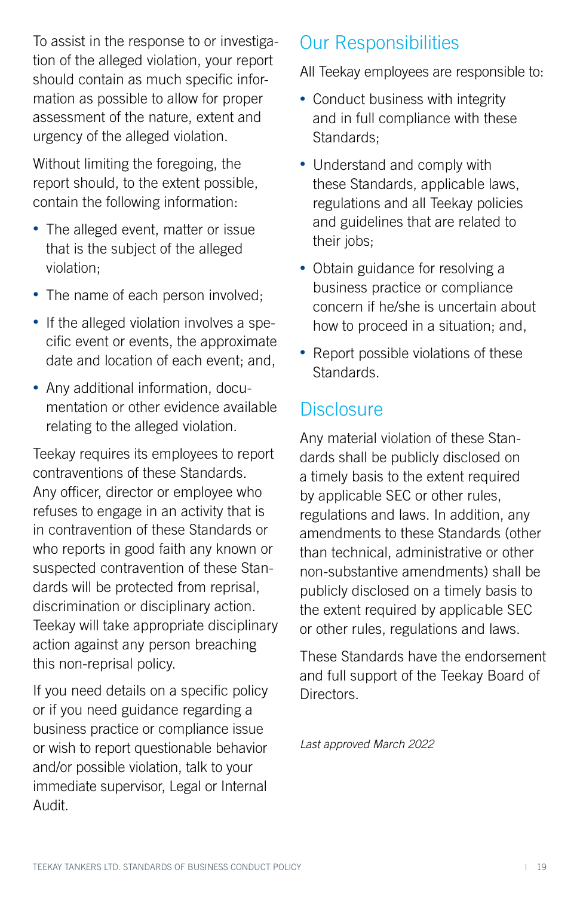To assist in the response to or investigation of the alleged violation, your report should contain as much specific information as possible to allow for proper assessment of the nature, extent and urgency of the alleged violation.

Without limiting the foregoing, the report should, to the extent possible, contain the following information:

- The alleged event, matter or issue that is the subject of the alleged violation;
- The name of each person involved;
- If the alleged violation involves a specific event or events, the approximate date and location of each event; and,
- Any additional information, documentation or other evidence available relating to the alleged violation.

Teekay requires its employees to report contraventions of these Standards. Any officer, director or employee who refuses to engage in an activity that is in contravention of these Standards or who reports in good faith any known or suspected contravention of these Standards will be protected from reprisal, discrimination or disciplinary action. Teekay will take appropriate disciplinary action against any person breaching this non-reprisal policy.

If you need details on a specific policy or if you need guidance regarding a business practice or compliance issue or wish to report questionable behavior and/or possible violation, talk to your immediate supervisor, Legal or Internal Audit.

## Our Responsibilities

All Teekay employees are responsible to:

- Conduct business with integrity and in full compliance with these Standards;
- Understand and comply with these Standards, applicable laws, regulations and all Teekay policies and guidelines that are related to their jobs;
- Obtain guidance for resolving a business practice or compliance concern if he/she is uncertain about how to proceed in a situation; and,
- Report possible violations of these Standards.

## Disclosure

Any material violation of these Standards shall be publicly disclosed on a timely basis to the extent required by applicable SEC or other rules, regulations and laws. In addition, any amendments to these Standards (other than technical, administrative or other non-substantive amendments) shall be publicly disclosed on a timely basis to the extent required by applicable SEC or other rules, regulations and laws.

These Standards have the endorsement and full support of the Teekay Board of Directors.

*Last approved March 2022*